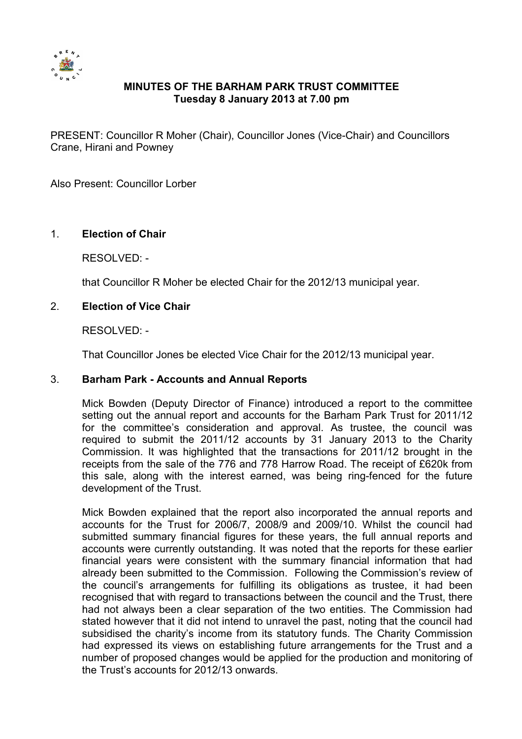**MINUTES OF THE BARHAM PARK TRUST COMMITTEE**
**Tuesday 8 January 2013 at 7.00 pm**

PRESENT: Councillor R Moher (Chair), Councillor Jones (Vice-Chair) and Councillors Crane, Hirani and Powney

Also Present: Councillor Lorber

1. **Election of Chair**

   RESOLVED: -

   that Councillor R Moher be elected Chair for the 2012/13 municipal year.

2. **Election of Vice Chair**

   RESOLVED: -

   That Councillor Jones be elected Vice Chair for the 2012/13 municipal year.

3. **Barham Park - Accounts and Annual Reports**

   Mick Bowden (Deputy Director of Finance) introduced a report to the committee setting out the annual report and accounts for the Barham Park Trust for 2011/12 for the committee's consideration and approval. As trustee, the council was required to submit the 2011/12 accounts by 31 January 2013 to the Charity Commission. It was highlighted that the transactions for 2011/12 brought in the receipts from the sale of the 776 and 778 Harrow Road. The receipt of £620k from this sale, along with the interest earned, was being ring-fenced for the future development of the Trust.

   Mick Bowden explained that the report also incorporated the annual reports and accounts for the Trust for 2006/7, 2008/9 and 2009/10. Whilst the council had submitted summary financial figures for these years, the full annual reports and accounts were currently outstanding. It was noted that the reports for these earlier financial years were consistent with the summary financial information that had already been submitted to the Commission. Following the Commission's review of the council's arrangements for fulfilling its obligations as trustee, it had been recognised that with regard to transactions between the council and the Trust, there had not always been a clear separation of the two entities. The Commission had stated however that it did not intend to unravel the past, noting that the council had subsidised the charity's income from its statutory funds. The Charity Commission had expressed its views on establishing future arrangements for the Trust and a number of proposed changes would be applied for the production and monitoring of the Trust's accounts for 2012/13 onwards.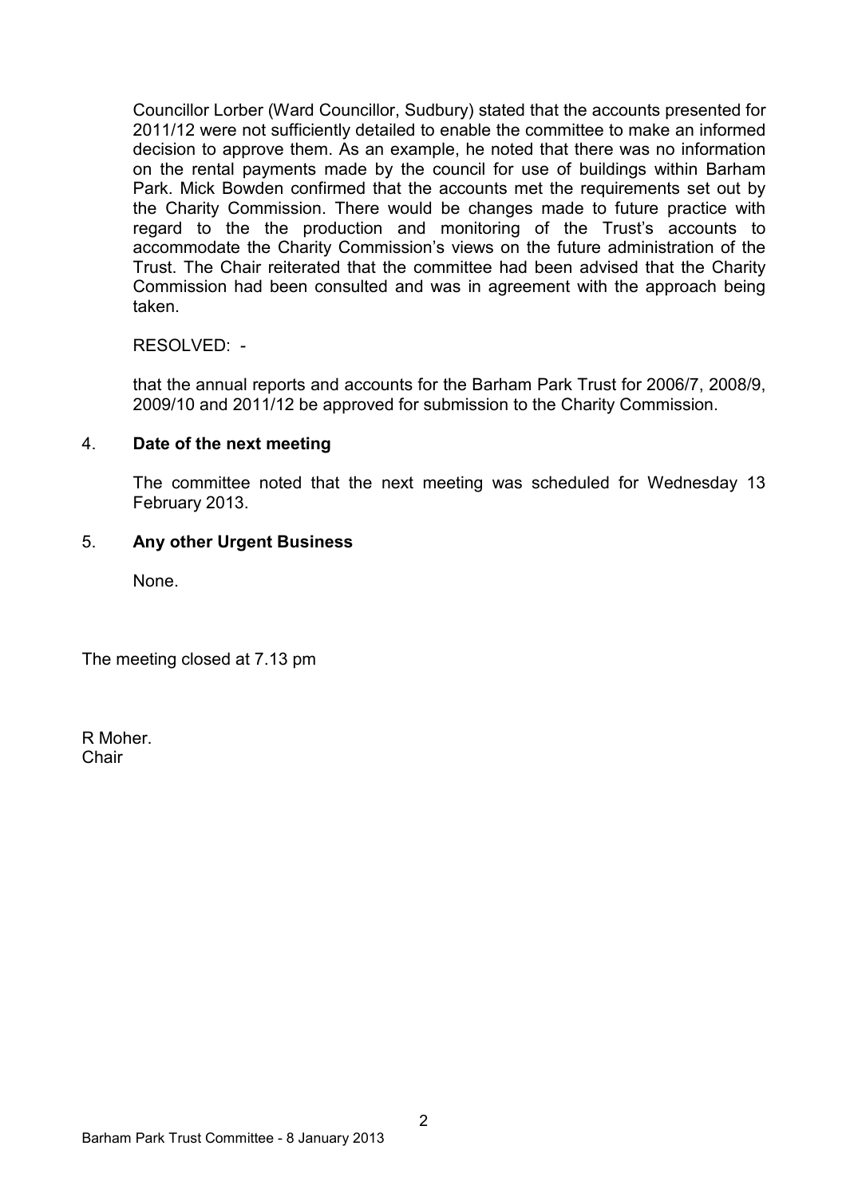Councillor Lorber (Ward Councillor, Sudbury) stated that the accounts presented for 2011/12 were not sufficiently detailed to enable the committee to make an informed decision to approve them. As an example, he noted that there was no information on the rental payments made by the council for use of buildings within Barham Park. Mick Bowden confirmed that the accounts met the requirements set out by the Charity Commission. There would be changes made to future practice with regard to the the production and monitoring of the Trust's accounts to accommodate the Charity Commission's views on the future administration of the Trust. The Chair reiterated that the committee had been advised that the Charity Commission had been consulted and was in agreement with the approach being taken.

RESOLVED: -

that the annual reports and accounts for the Barham Park Trust for 2006/7, 2008/9, 2009/10 and 2011/12 be approved for submission to the Charity Commission.

4. **Date of the next meeting**

The committee noted that the next meeting was scheduled for Wednesday 13 February 2013.

5. **Any other Urgent Business**

None.

The meeting closed at 7.13 pm

R Moher.
Chair